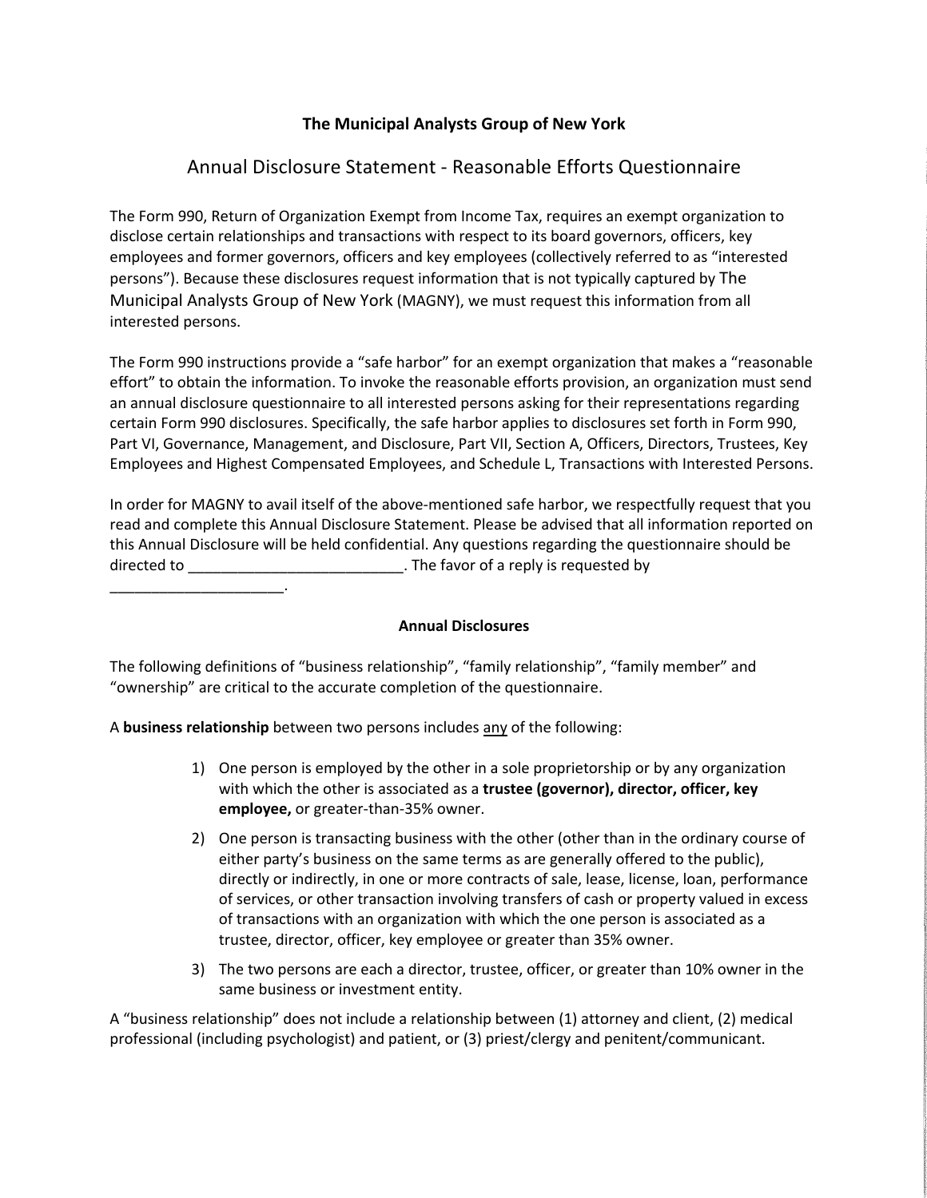**The Municipal Analysts Group of New York**

## Annual Disclosure Statement - Reasonable Efforts Questionnaire

The Form 990, Return of Organization Exempt from Income Tax, requires an exempt organization to disclose certain relationships and transactions with respect to its board governors, officers, key employees and former governors, officers and key employees (collectively referred to as "interested persons"). Because these disclosures request information that is not typically captured by The Municipal Analysts Group of New York (MAGNY), we must request this information from all interested persons.

The Form 990 instructions provide a "safe harbor" for an exempt organization that makes a "reasonable effort" to obtain the information. To invoke the reasonable efforts provision, an organization must send an annual disclosure questionnaire to all interested persons asking for their representations regarding certain Form 990 disclosures. Specifically, the safe harbor applies to disclosures set forth in Form 990, Part VI, Governance, Management, and Disclosure, Part VII, Section A, Officers, Directors, Trustees, Key Employees and Highest Compensated Employees, and Schedule L, Transactions with Interested Persons.

In order for MAGNY to avail itself of the above-mentioned safe harbor, we respectfully request that you read and complete this Annual Disclosure Statement. Please be advised that all information reported on this Annual Disclosure will be held confidential. Any questions regarding the questionnaire should be directed to __________________________. The favor of a reply is requested by _____________________.

### Annual Disclosures

The following definitions of "business relationship", "family relationship", "family member" and "ownership" are critical to the accurate completion of the questionnaire.

A **business relationship** between two persons includes <u>any</u> of the following:

1) One person is employed by the other in a sole proprietorship or by any organization with which the other is associated as a **trustee (governor), director, officer, key employee,** or greater-than-35% owner.
2) One person is transacting business with the other (other than in the ordinary course of either party's business on the same terms as are generally offered to the public), directly or indirectly, in one or more contracts of sale, lease, license, loan, performance of services, or other transaction involving transfers of cash or property valued in excess of transactions with an organization with which the one person is associated as a trustee, director, officer, key employee or greater than 35% owner.
3) The two persons are each a director, trustee, officer, or greater than 10% owner in the same business or investment entity.

A "business relationship" does not include a relationship between (1) attorney and client, (2) medical professional (including psychologist) and patient, or (3) priest/clergy and penitent/communicant.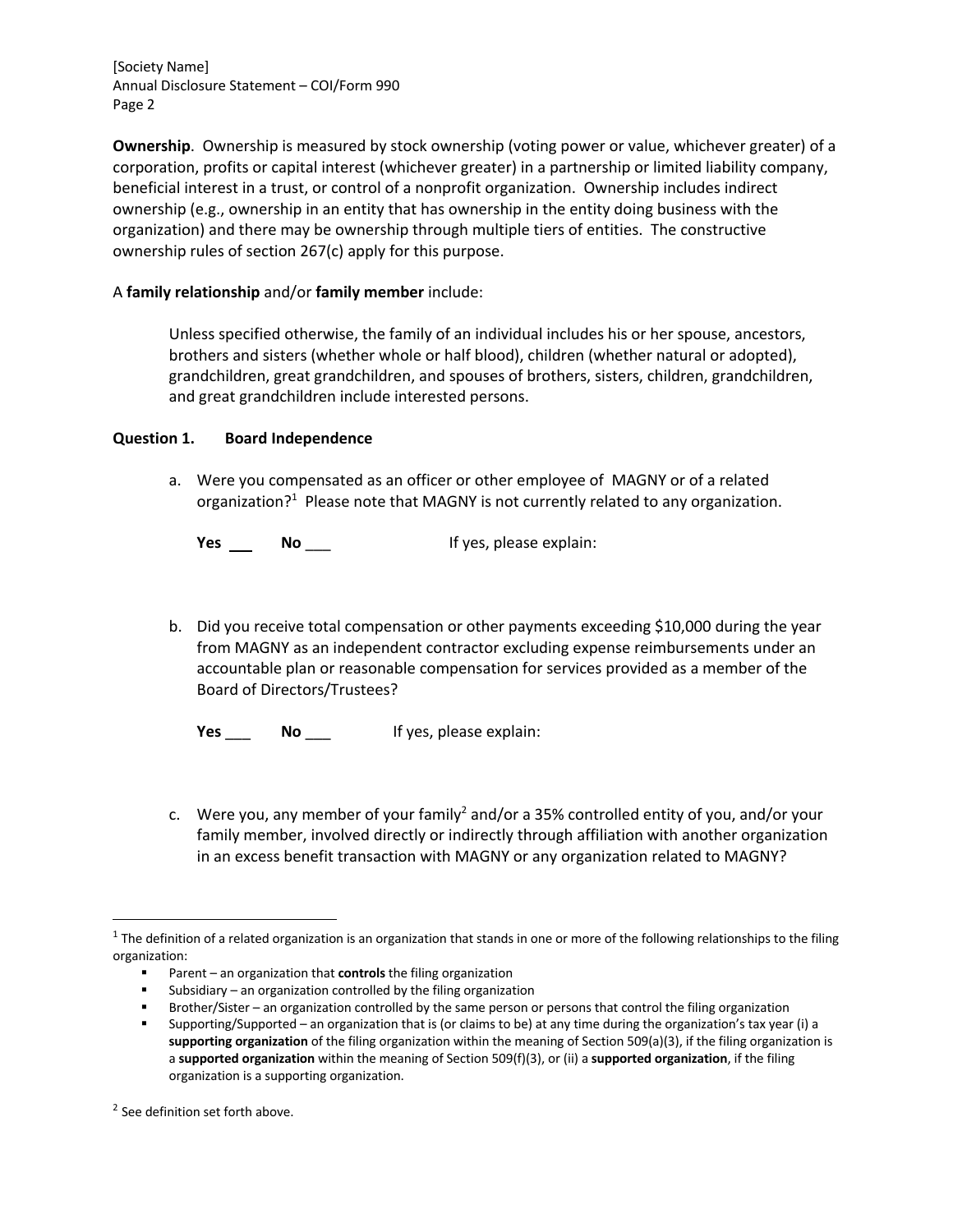**Ownership**. Ownership is measured by stock ownership (voting power or value, whichever greater) of a corporation, profits or capital interest (whichever greater) in a partnership or limited liability company, beneficial interest in a trust, or control of a nonprofit organization. Ownership includes indirect ownership (e.g., ownership in an entity that has ownership in the entity doing business with the organization) and there may be ownership through multiple tiers of entities. The constructive ownership rules of section 267(c) apply for this purpose.

A **family relationship** and/or **family member** include:

> Unless specified otherwise, the family of an individual includes his or her spouse, ancestors, brothers and sisters (whether whole or half blood), children (whether natural or adopted), grandchildren, great grandchildren, and spouses of brothers, sisters, children, grandchildren, and great grandchildren include interested persons.

**Question 1. Board Independence**

a. Were you compensated as an officer or other employee of MAGNY or of a related organization?[1] Please note that MAGNY is not currently related to any organization.

   **Yes** ___ **No** ___ If yes, please explain:

b. Did you receive total compensation or other payments exceeding $10,000 during the year from MAGNY as an independent contractor excluding expense reimbursements under an accountable plan or reasonable compensation for services provided as a member of the Board of Directors/Trustees?

   **Yes** ___ **No** ___ If yes, please explain:

c. Were you, any member of your family[2] and/or a 35% controlled entity of you, and/or your family member, involved directly or indirectly through affiliation with another organization in an excess benefit transaction with MAGNY or any organization related to MAGNY?

---

[1] The definition of a related organization is an organization that stands in one or more of the following relationships to the filing organization:

- Parent – an organization that **controls** the filing organization
- Subsidiary – an organization controlled by the filing organization
- Brother/Sister – an organization controlled by the same person or persons that control the filing organization
- Supporting/Supported – an organization that is (or claims to be) at any time during the organization's tax year (i) a **supporting organization** of the filing organization within the meaning of Section 509(a)(3), if the filing organization is a **supported organization** within the meaning of Section 509(f)(3), or (ii) a **supported organization**, if the filing organization is a supporting organization.

[2] See definition set forth above.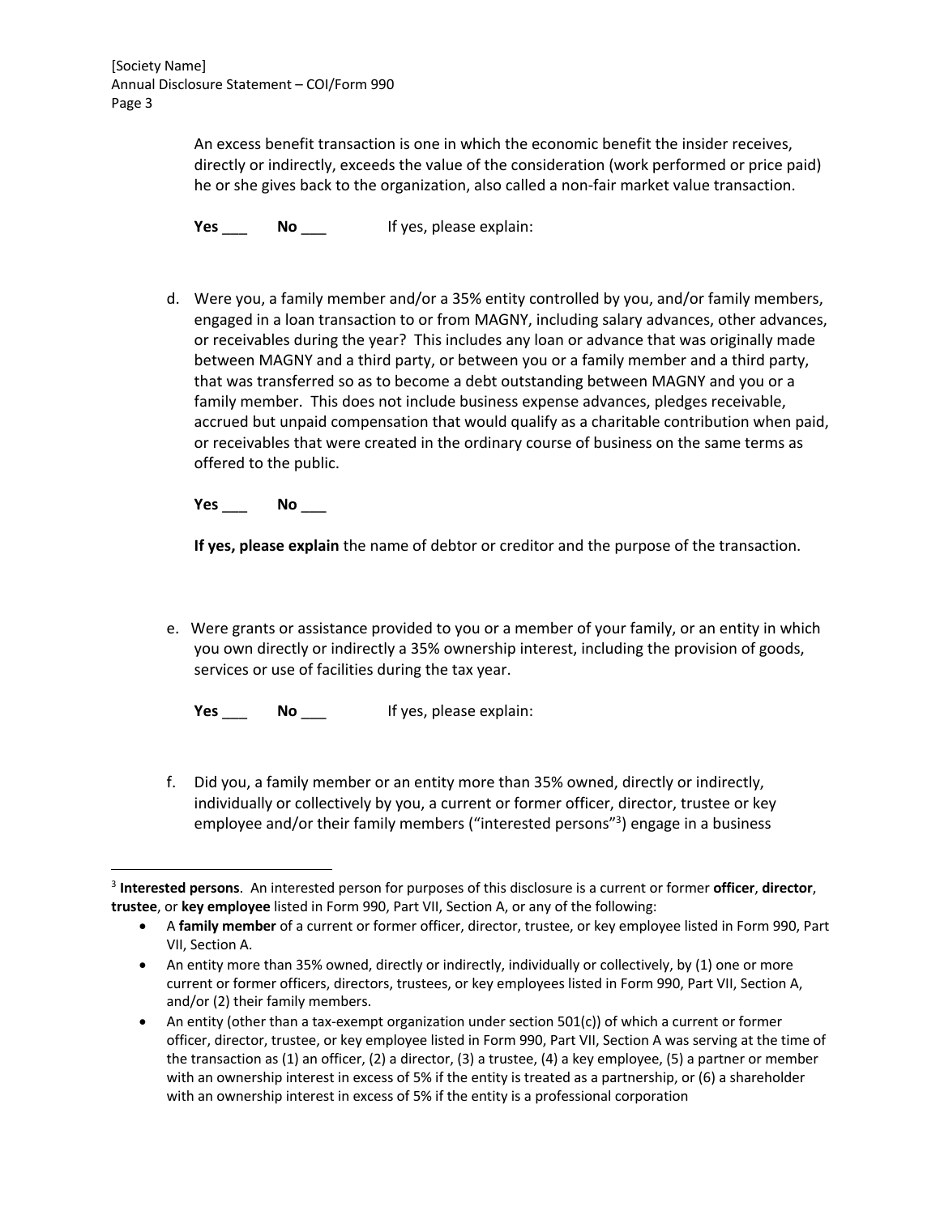An excess benefit transaction is one in which the economic benefit the insider receives, directly or indirectly, exceeds the value of the consideration (work performed or price paid) he or she gives back to the organization, also called a non-fair market value transaction.

**Yes** ___ **No** ___ If yes, please explain:

d. Were you, a family member and/or a 35% entity controlled by you, and/or family members, engaged in a loan transaction to or from MAGNY, including salary advances, other advances, or receivables during the year? This includes any loan or advance that was originally made between MAGNY and a third party, or between you or a family member and a third party, that was transferred so as to become a debt outstanding between MAGNY and you or a family member. This does not include business expense advances, pledges receivable, accrued but unpaid compensation that would qualify as a charitable contribution when paid, or receivables that were created in the ordinary course of business on the same terms as offered to the public.

**Yes** ___ **No** ___

**If yes, please explain** the name of debtor or creditor and the purpose of the transaction.

e. Were grants or assistance provided to you or a member of your family, or an entity in which you own directly or indirectly a 35% ownership interest, including the provision of goods, services or use of facilities during the tax year.

**Yes** ___ **No** ___ If yes, please explain:

f. Did you, a family member or an entity more than 35% owned, directly or indirectly, individually or collectively by you, a current or former officer, director, trustee or key employee and/or their family members ("interested persons"[3]) engage in a business

---

[3] **Interested persons**. An interested person for purposes of this disclosure is a current or former **officer**, **director**, **trustee**, or **key employee** listed in Form 990, Part VII, Section A, or any of the following:

- A **family member** of a current or former officer, director, trustee, or key employee listed in Form 990, Part VII, Section A.
- An entity more than 35% owned, directly or indirectly, individually or collectively, by (1) one or more current or former officers, directors, trustees, or key employees listed in Form 990, Part VII, Section A, and/or (2) their family members.
- An entity (other than a tax-exempt organization under section 501(c)) of which a current or former officer, director, trustee, or key employee listed in Form 990, Part VII, Section A was serving at the time of the transaction as (1) an officer, (2) a director, (3) a trustee, (4) a key employee, (5) a partner or member with an ownership interest in excess of 5% if the entity is treated as a partnership, or (6) a shareholder with an ownership interest in excess of 5% if the entity is a professional corporation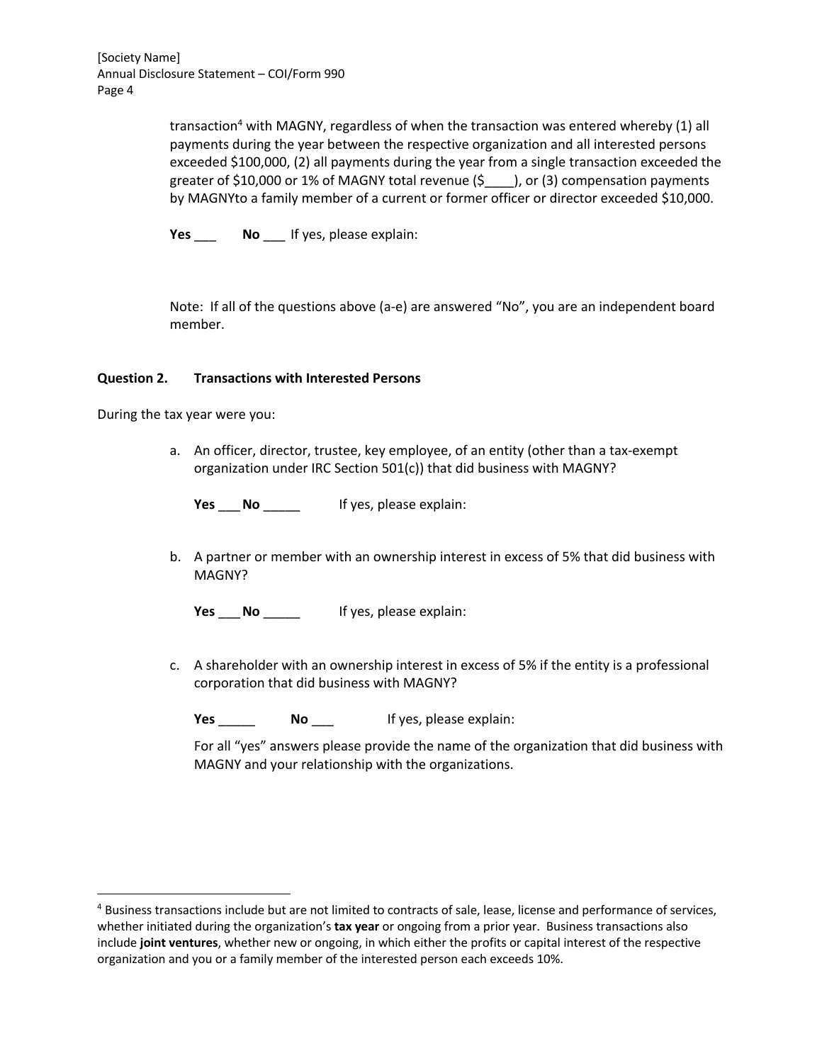transaction[4] with MAGNY, regardless of when the transaction was entered whereby (1) all payments during the year between the respective organization and all interested persons exceeded $100,000, (2) all payments during the year from a single transaction exceeded the greater of $10,000 or 1% of MAGNY total revenue ($____), or (3) compensation payments by MAGNYto a family member of a current or former officer or director exceeded $10,000.

**Yes** ___ **No** ___ If yes, please explain:

Note: If all of the questions above (a-e) are answered "No", you are an independent board member.

**Question 2. Transactions with Interested Persons**

During the tax year were you:

a. An officer, director, trustee, key employee, of an entity (other than a tax-exempt organization under IRC Section 501(c)) that did business with MAGNY?

   **Yes** ___ **No** _____ If yes, please explain:

b. A partner or member with an ownership interest in excess of 5% that did business with MAGNY?

   **Yes** ___ **No** _____ If yes, please explain:

c. A shareholder with an ownership interest in excess of 5% if the entity is a professional corporation that did business with MAGNY?

   **Yes** _____ **No** ___ If yes, please explain:

   For all "yes" answers please provide the name of the organization that did business with MAGNY and your relationship with the organizations.

---

[4] Business transactions include but are not limited to contracts of sale, lease, license and performance of services, whether initiated during the organization's **tax year** or ongoing from a prior year. Business transactions also include **joint ventures**, whether new or ongoing, in which either the profits or capital interest of the respective organization and you or a family member of the interested person each exceeds 10%.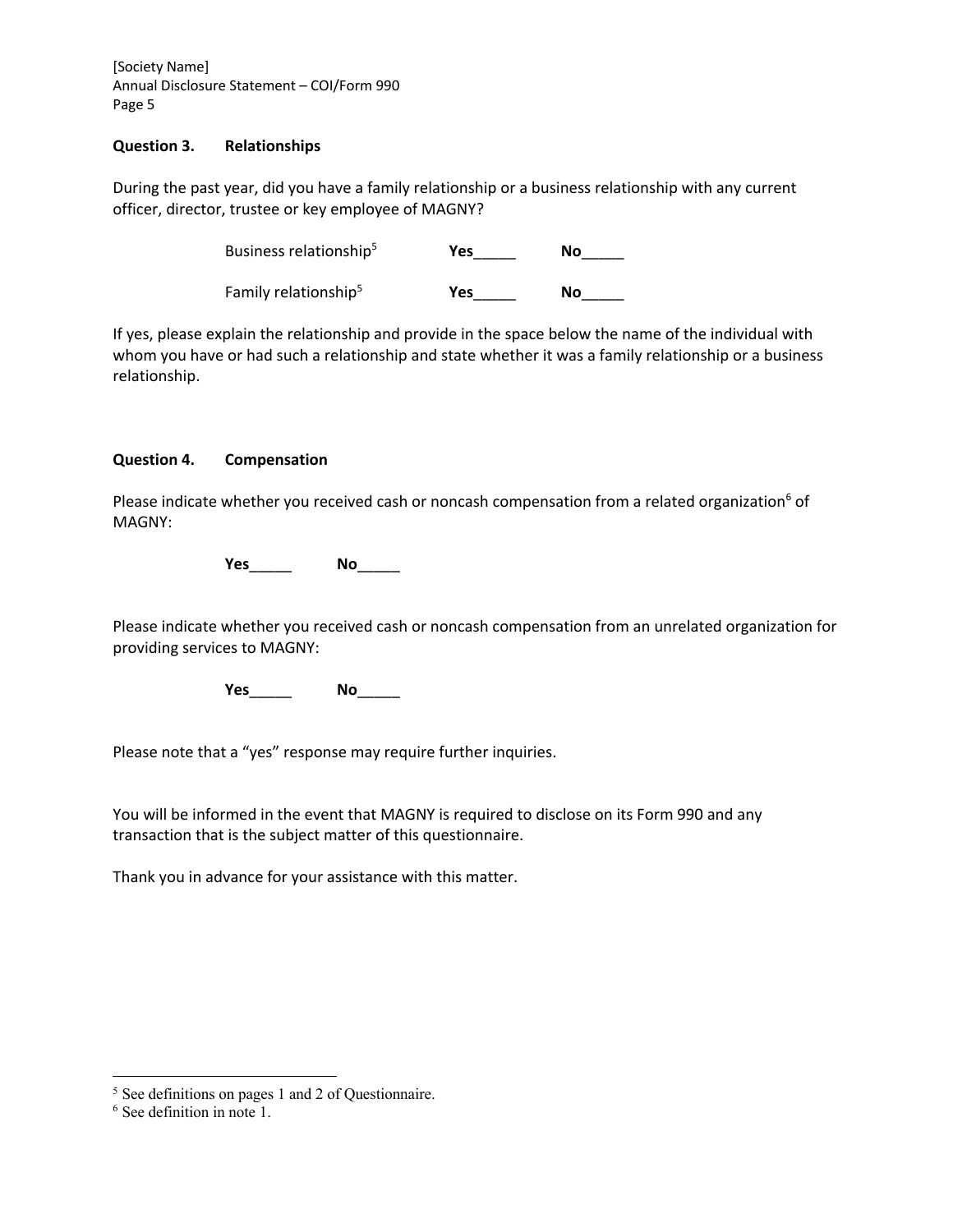**Question 3. Relationships**

During the past year, did you have a family relationship or a business relationship with any current officer, director, trustee or key employee of MAGNY?

Business relationship[5] **Yes**_____ **No**_____

Family relationship[5] **Yes**_____ **No**_____

If yes, please explain the relationship and provide in the space below the name of the individual with whom you have or had such a relationship and state whether it was a family relationship or a business relationship.

**Question 4. Compensation**

Please indicate whether you received cash or noncash compensation from a related organization[6] of MAGNY:

**Yes**_____ **No**_____

Please indicate whether you received cash or noncash compensation from an unrelated organization for providing services to MAGNY:

**Yes**_____ **No**_____

Please note that a "yes" response may require further inquiries.

You will be informed in the event that MAGNY is required to disclose on its Form 990 and any transaction that is the subject matter of this questionnaire.

Thank you in advance for your assistance with this matter.

---

[5] See definitions on pages 1 and 2 of Questionnaire.

[6] See definition in note 1.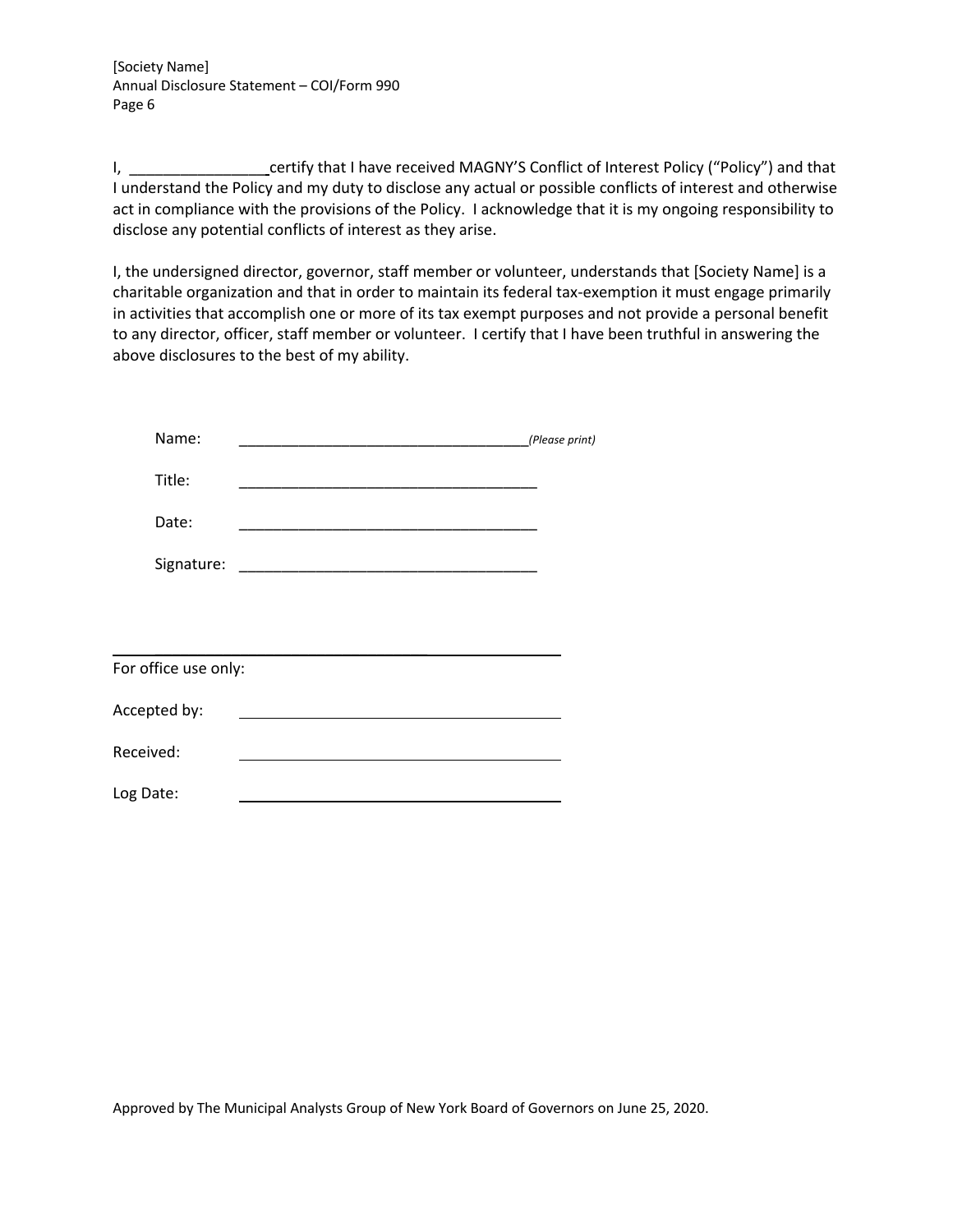I, ________________certify that I have received MAGNY'S Conflict of Interest Policy ("Policy") and that I understand the Policy and my duty to disclose any actual or possible conflicts of interest and otherwise act in compliance with the provisions of the Policy. I acknowledge that it is my ongoing responsibility to disclose any potential conflicts of interest as they arise.

I, the undersigned director, governor, staff member or volunteer, understands that [Society Name] is a charitable organization and that in order to maintain its federal tax-exemption it must engage primarily in activities that accomplish one or more of its tax exempt purposes and not provide a personal benefit to any director, officer, staff member or volunteer. I certify that I have been truthful in answering the above disclosures to the best of my ability.

Name: ___________________________________*(Please print)*

Title: ___________________________________

Date: ___________________________________

Signature: ___________________________________

---

For office use only:

Accepted by: ___________________________________

Received: ___________________________________

Log Date: ___________________________________

Approved by The Municipal Analysts Group of New York Board of Governors on June 25, 2020.